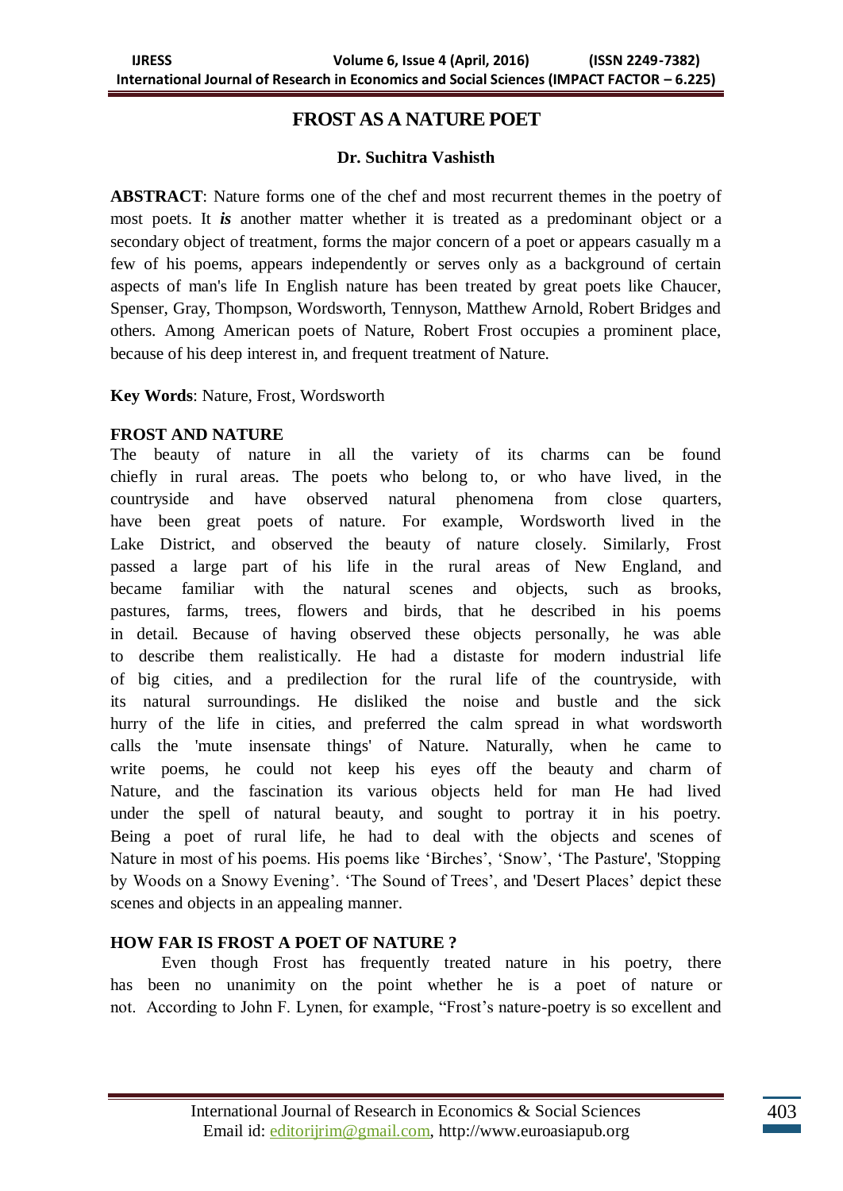# FROST AS A NATURE POET

**Dr. Suchitra Vashisth**

**ABSTRACT**: Nature forms one of the chef and most recurrent themes in the poetry of most poets. It ***is*** another matter whether it is treated as a predominant object or a secondary object of treatment, forms the major concern of a poet or appears casually m a few of his poems, appears independently or serves only as a background of certain aspects of man's life In English nature has been treated by great poets like Chaucer, Spenser, Gray, Thompson, Wordsworth, Tennyson, Matthew Arnold, Robert Bridges and others. Among American poets of Nature, Robert Frost occupies a prominent place, because of his deep interest in, and frequent treatment of Nature.

**Key Words**: Nature, Frost, Wordsworth

## FROST AND NATURE

The beauty of nature in all the variety of its charms can be found chiefly in rural areas. The poets who belong to, or who have lived, in the countryside and have observed natural phenomena from close quarters, have been great poets of nature. For example, Wordsworth lived in the Lake District, and observed the beauty of nature closely. Similarly, Frost passed a large part of his life in the rural areas of New England, and became familiar with the natural scenes and objects, such as brooks, pastures, farms, trees, flowers and birds, that he described in his poems in detail. Because of having observed these objects personally, he was able to describe them realistically. He had a distaste for modern industrial life of big cities, and a predilection for the rural life of the countryside, with its natural surroundings. He disliked the noise and bustle and the sick hurry of the life in cities, and preferred the calm spread in what wordsworth calls the 'mute insensate things' of Nature. Naturally, when he came to write poems, he could not keep his eyes off the beauty and charm of Nature, and the fascination its various objects held for man He had lived under the spell of natural beauty, and sought to portray it in his poetry. Being a poet of rural life, he had to deal with the objects and scenes of Nature in most of his poems. His poems like 'Birches', 'Snow', 'The Pasture', 'Stopping by Woods on a Snowy Evening'. 'The Sound of Trees', and 'Desert Places' depict these scenes and objects in an appealing manner.

## HOW FAR IS FROST A POET OF NATURE ?

Even though Frost has frequently treated nature in his poetry, there has been no unanimity on the point whether he is a poet of nature or not. According to John F. Lynen, for example, "Frost's nature-poetry is so excellent and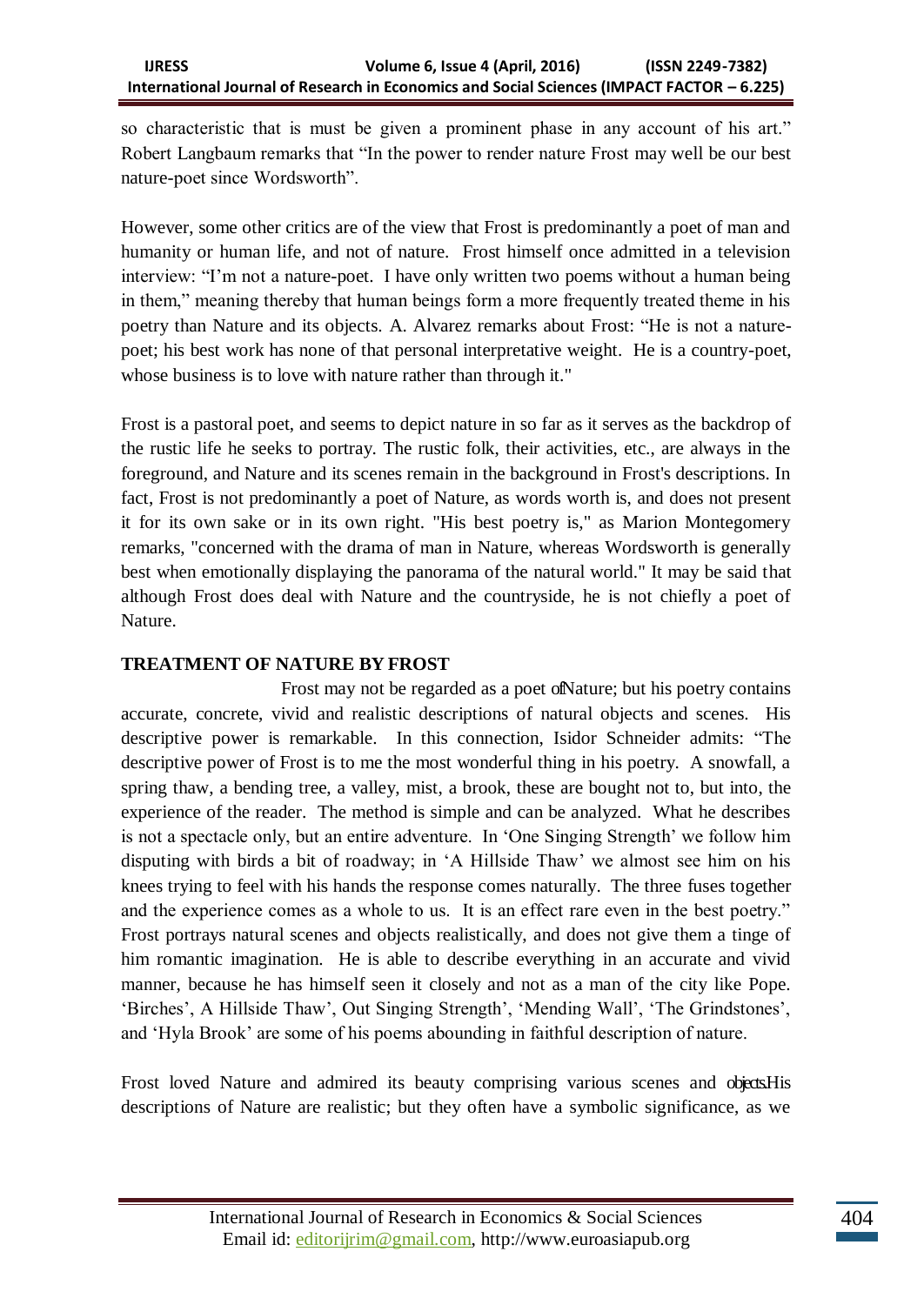so characteristic that is must be given a prominent phase in any account of his art." Robert Langbaum remarks that "In the power to render nature Frost may well be our best nature-poet since Wordsworth".

However, some other critics are of the view that Frost is predominantly a poet of man and humanity or human life, and not of nature. Frost himself once admitted in a television interview: "I'm not a nature-poet. I have only written two poems without a human being in them," meaning thereby that human beings form a more frequently treated theme in his poetry than Nature and its objects. A. Alvarez remarks about Frost: "He is not a nature-poet; his best work has none of that personal interpretative weight. He is a country-poet, whose business is to love with nature rather than through it."

Frost is a pastoral poet, and seems to depict nature in so far as it serves as the backdrop of the rustic life he seeks to portray. The rustic folk, their activities, etc., are always in the foreground, and Nature and its scenes remain in the background in Frost's descriptions. In fact, Frost is not predominantly a poet of Nature, as words worth is, and does not present it for its own sake or in its own right. "His best poetry is," as Marion Montegomery remarks, "concerned with the drama of man in Nature, whereas Wordsworth is generally best when emotionally displaying the panorama of the natural world." It may be said that although Frost does deal with Nature and the countryside, he is not chiefly a poet of Nature.

## TREATMENT OF NATURE BY FROST

Frost may not be regarded as a poet ofNature; but his poetry contains accurate, concrete, vivid and realistic descriptions of natural objects and scenes. His descriptive power is remarkable. In this connection, Isidor Schneider admits: "The descriptive power of Frost is to me the most wonderful thing in his poetry. A snowfall, a spring thaw, a bending tree, a valley, mist, a brook, these are bought not to, but into, the experience of the reader. The method is simple and can be analyzed. What he describes is not a spectacle only, but an entire adventure. In 'One Singing Strength' we follow him disputing with birds a bit of roadway; in 'A Hillside Thaw' we almost see him on his knees trying to feel with his hands the response comes naturally. The three fuses together and the experience comes as a whole to us. It is an effect rare even in the best poetry." Frost portrays natural scenes and objects realistically, and does not give them a tinge of him romantic imagination. He is able to describe everything in an accurate and vivid manner, because he has himself seen it closely and not as a man of the city like Pope. 'Birches', A Hillside Thaw', Out Singing Strength', 'Mending Wall', 'The Grindstones', and 'Hyla Brook' are some of his poems abounding in faithful description of nature.

Frost loved Nature and admired its beauty comprising various scenes and objects.His descriptions of Nature are realistic; but they often have a symbolic significance, as we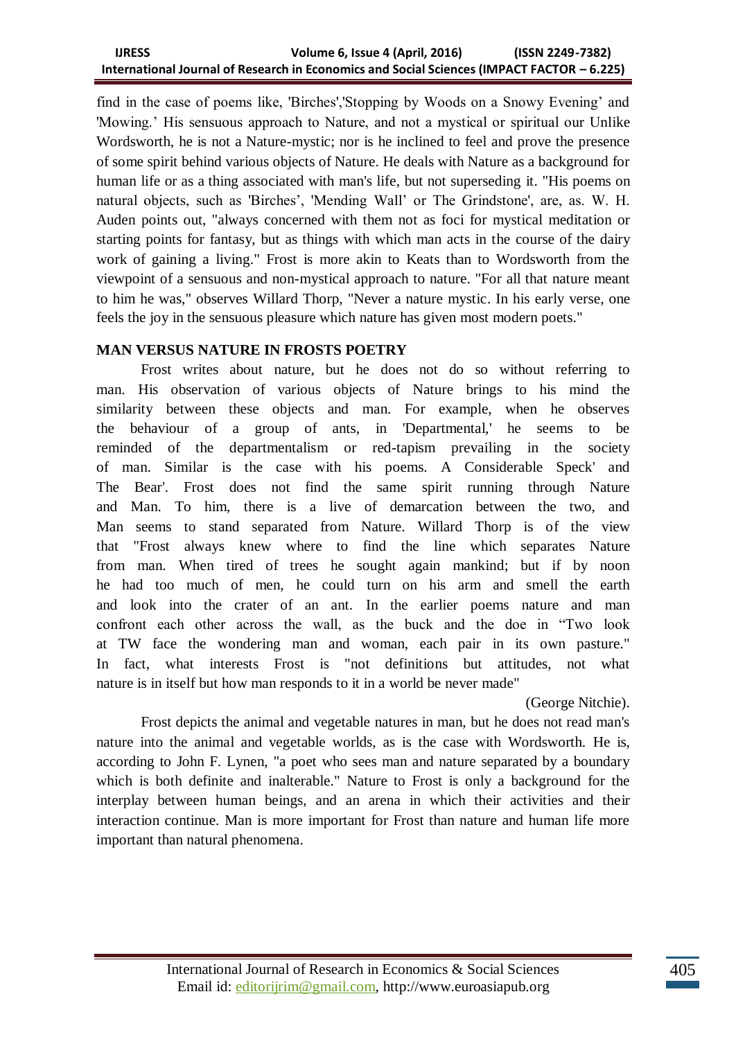find in the case of poems like, 'Birches','Stopping by Woods on a Snowy Evening' and 'Mowing.' His sensuous approach to Nature, and not a mystical or spiritual our Unlike Wordsworth, he is not a Nature-mystic; nor is he inclined to feel and prove the presence of some spirit behind various objects of Nature. He deals with Nature as a background for human life or as a thing associated with man's life, but not superseding it. "His poems on natural objects, such as 'Birches', 'Mending Wall' or The Grindstone', are, as. W. H. Auden points out, "always concerned with them not as foci for mystical meditation or starting points for fantasy, but as things with which man acts in the course of the dairy work of gaining a living." Frost is more akin to Keats than to Wordsworth from the viewpoint of a sensuous and non-mystical approach to nature. "For all that nature meant to him he was," observes Willard Thorp, "Never a nature mystic. In his early verse, one feels the joy in the sensuous pleasure which nature has given most modern poets."

**MAN VERSUS NATURE IN FROSTS POETRY**

Frost writes about nature, but he does not do so without referring to man. His observation of various objects of Nature brings to his mind the similarity between these objects and man. For example, when he observes the behaviour of a group of ants, in 'Departmental,' he seems to be reminded of the departmentalism or red-tapism prevailing in the society of man. Similar is the case with his poems. A Considerable Speck' and The Bear'. Frost does not find the same spirit running through Nature and Man. To him, there is a live of demarcation between the two, and Man seems to stand separated from Nature. Willard Thorp is of the view that "Frost always knew where to find the line which separates Nature from man. When tired of trees he sought again mankind; but if by noon he had too much of men, he could turn on his arm and smell the earth and look into the crater of an ant. In the earlier poems nature and man confront each other across the wall, as the buck and the doe in "Two look at TW face the wondering man and woman, each pair in its own pasture." In fact, what interests Frost is "not definitions but attitudes, not what nature is in itself but how man responds to it in a world be never made"

(George Nitchie).

Frost depicts the animal and vegetable natures in man, but he does not read man's nature into the animal and vegetable worlds, as is the case with Wordsworth. He is, according to John F. Lynen, "a poet who sees man and nature separated by a boundary which is both definite and inalterable." Nature to Frost is only a background for the interplay between human beings, and an arena in which their activities and their interaction continue. Man is more important for Frost than nature and human life more important than natural phenomena.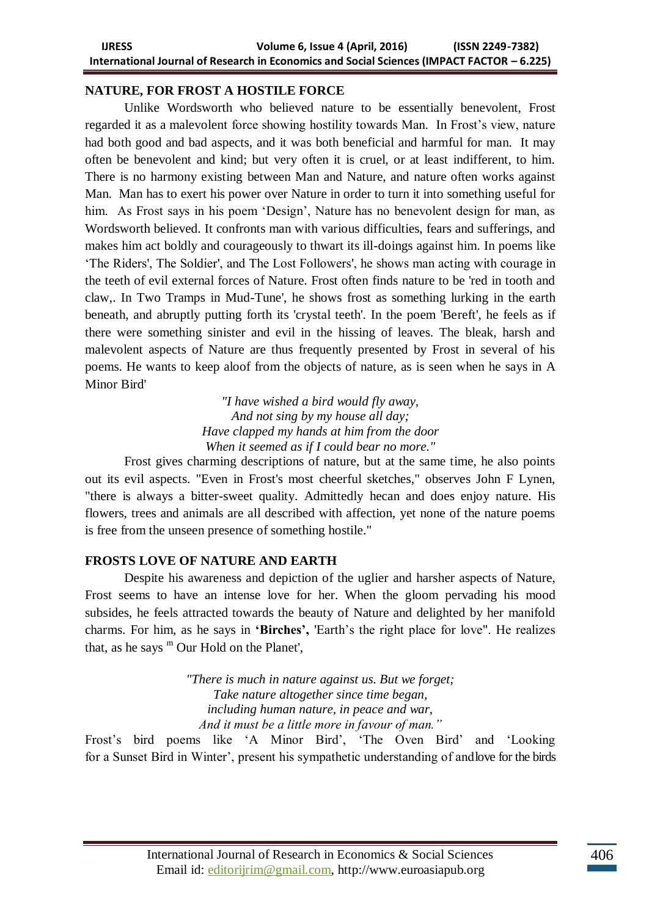## NATURE, FOR FROST A HOSTILE FORCE

Unlike Wordsworth who believed nature to be essentially benevolent, Frost regarded it as a malevolent force showing hostility towards Man. In Frost's view, nature had both good and bad aspects, and it was both beneficial and harmful for man. It may often be benevolent and kind; but very often it is cruel, or at least indifferent, to him. There is no harmony existing between Man and Nature, and nature often works against Man. Man has to exert his power over Nature in order to turn it into something useful for him. As Frost says in his poem 'Design', Nature has no benevolent design for man, as Wordsworth believed. It confronts man with various difficulties, fears and sufferings, and makes him act boldly and courageously to thwart its ill-doings against him. In poems like 'The Riders', The Soldier', and The Lost Followers', he shows man acting with courage in the teeth of evil external forces of Nature. Frost often finds nature to be 'red in tooth and claw,. In Two Tramps in Mud-Tune', he shows frost as something lurking in the earth beneath, and abruptly putting forth its 'crystal teeth'. In the poem 'Bereft', he feels as if there were something sinister and evil in the hissing of leaves. The bleak, harsh and malevolent aspects of Nature are thus frequently presented by Frost in several of his poems. He wants to keep aloof from the objects of nature, as is seen when he says in A Minor Bird'

*"I have wished a bird would fly away,*
*And not sing by my house all day;*
*Have clapped my hands at him from the door*
*When it seemed as if I could bear no more."*

Frost gives charming descriptions of nature, but at the same time, he also points out its evil aspects. "Even in Frost's most cheerful sketches," observes John F Lynen, "there is always a bitter-sweet quality. Admittedly hecan and does enjoy nature. His flowers, trees and animals are all described with affection, yet none of the nature poems is free from the unseen presence of something hostile."

## FROSTS LOVE OF NATURE AND EARTH

Despite his awareness and depiction of the uglier and harsher aspects of Nature, Frost seems to have an intense love for her. When the gloom pervading his mood subsides, he feels attracted towards the beauty of Nature and delighted by her manifold charms. For him, as he says in **'Birches',** 'Earth's the right place for love". He realizes that, as he says m Our Hold on the Planet',

*"There is much in nature against us. But we forget;*
*Take nature altogether since time began,*
*including human nature, in peace and war,*
*And it must be a little more in favour of man."*

Frost's bird poems like 'A Minor Bird', 'The Oven Bird' and 'Looking for a Sunset Bird in Winter', present his sympathetic understanding of andlove for the birds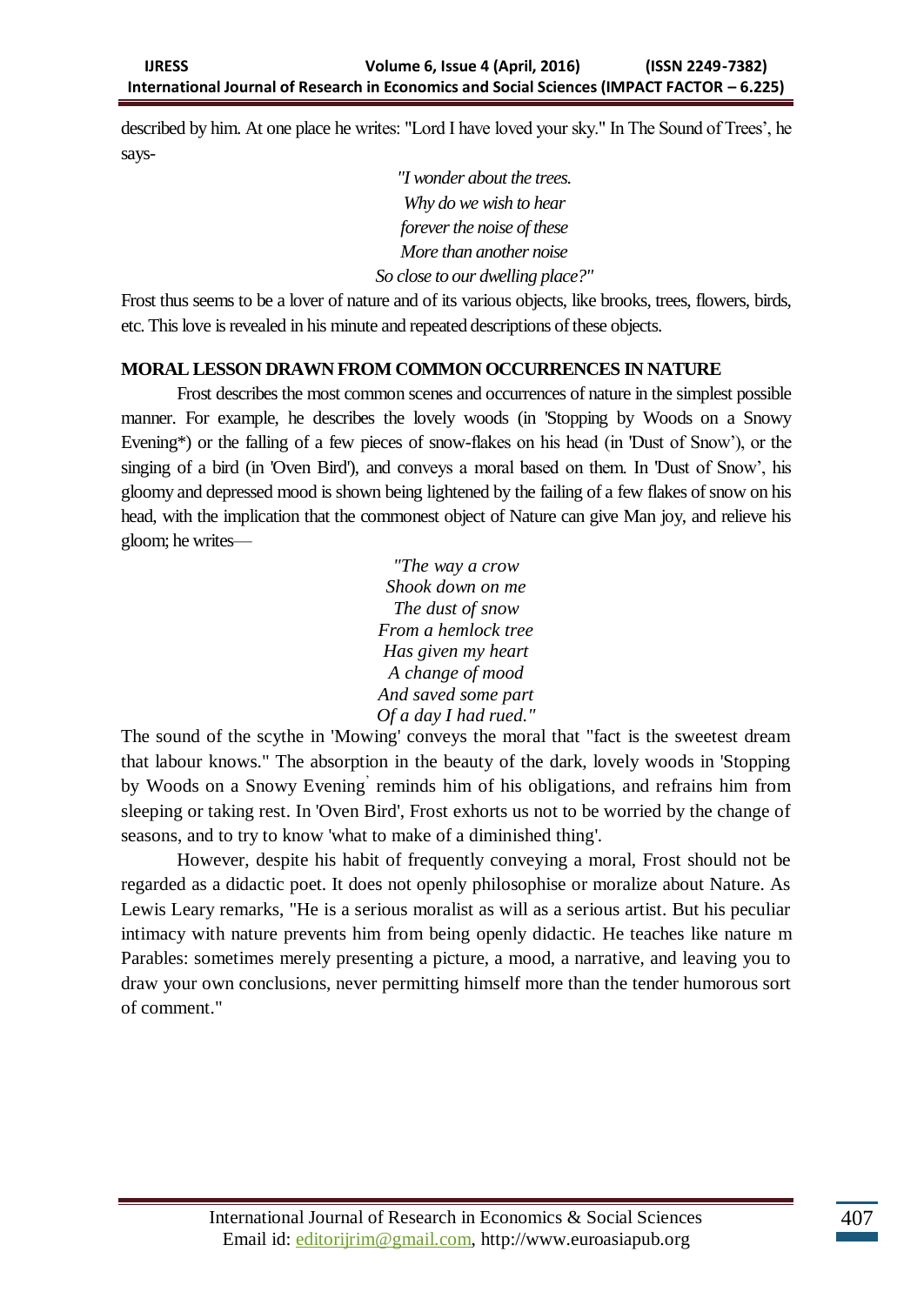described by him. At one place he writes: "Lord I have loved your sky." In The Sound of Trees', he says-

*"I wonder about the trees.*  
*Why do we wish to hear*  
*forever the noise of these*  
*More than another noise*  
*So close to our dwelling place?"*

Frost thus seems to be a lover of nature and of its various objects, like brooks, trees, flowers, birds, etc. This love is revealed in his minute and repeated descriptions of these objects.

**MORAL LESSON DRAWN FROM COMMON OCCURRENCES IN NATURE**

Frost describes the most common scenes and occurrences of nature in the simplest possible manner. For example, he describes the lovely woods (in 'Stopping by Woods on a Snowy Evening*) or the falling of a few pieces of snow-flakes on his head (in 'Dust of Snow'), or the singing of a bird (in 'Oven Bird'), and conveys a moral based on them. In 'Dust of Snow', his gloomy and depressed mood is shown being lightened by the failing of a few flakes of snow on his head, with the implication that the commonest object of Nature can give Man joy, and relieve his gloom; he writes—

*"The way a crow*  
*Shook down on me*  
*The dust of snow*  
*From a hemlock tree*  
*Has given my heart*  
*A change of mood*  
*And saved some part*  
*Of a day I had rued."*

The sound of the scythe in 'Mowing' conveys the moral that "fact is the sweetest dream that labour knows." The absorption in the beauty of the dark, lovely woods in 'Stopping by Woods on a Snowy Evening' reminds him of his obligations, and refrains him from sleeping or taking rest. In 'Oven Bird', Frost exhorts us not to be worried by the change of seasons, and to try to know 'what to make of a diminished thing'.

However, despite his habit of frequently conveying a moral, Frost should not be regarded as a didactic poet. It does not openly philosophise or moralize about Nature. As Lewis Leary remarks, "He is a serious moralist as will as a serious artist. But his peculiar intimacy with nature prevents him from being openly didactic. He teaches like nature m Parables: sometimes merely presenting a picture, a mood, a narrative, and leaving you to draw your own conclusions, never permitting himself more than the tender humorous sort of comment."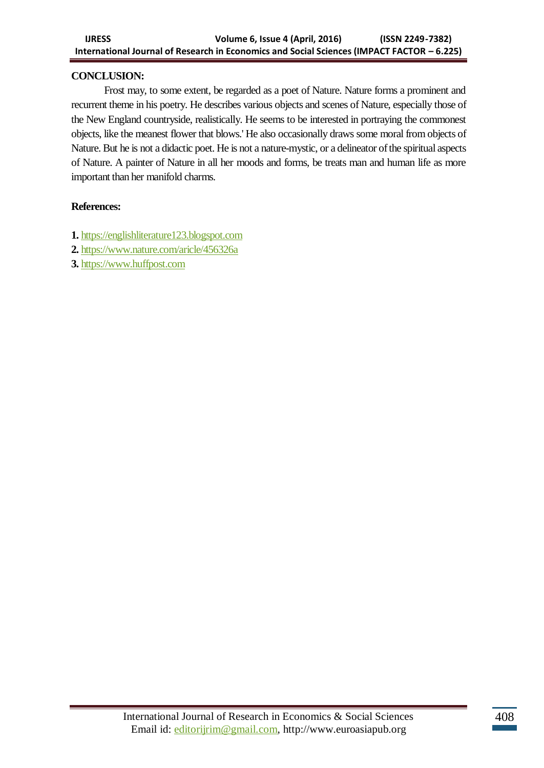## CONCLUSION:

Frost may, to some extent, be regarded as a poet of Nature. Nature forms a prominent and recurrent theme in his poetry. He describes various objects and scenes of Nature, especially those of the New England countryside, realistically. He seems to be interested in portraying the commonest objects, like the meanest flower that blows.' He also occasionally draws some moral from objects of Nature. But he is not a didactic poet. He is not a nature-mystic, or a delineator of the spiritual aspects of Nature. A painter of Nature in all her moods and forms, be treats man and human life as more important than her manifold charms.

## References:

1. https://englishliterature123.blogspot.com
2. https://www.nature.com/aricle/456326a
3. https://www.huffpost.com